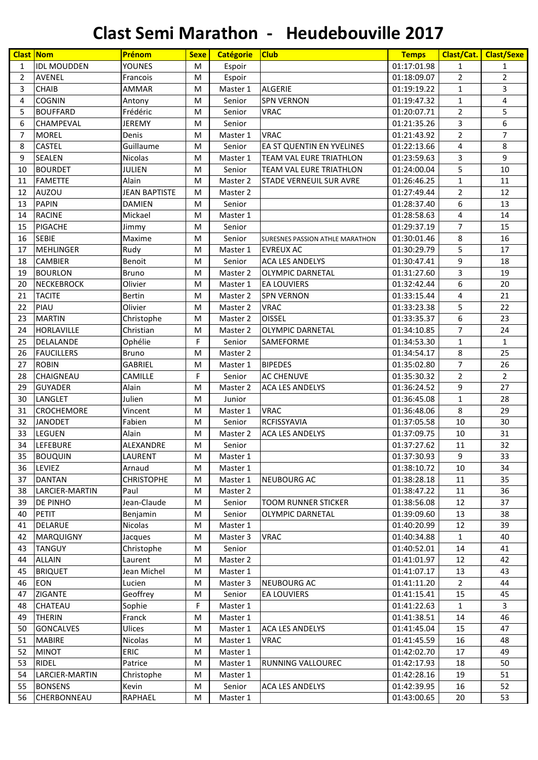# Clast Semi Marathon - Heudebouville 2017

| Clast | Nom | Prénom | Sexe | Catégorie | Club | Temps | Clast/Cat. | Clast/Sexe |
|---|---|---|---|---|---|---|---|---|
| 1 | IDL MOUDDEN | YOUNES | M | Espoir | | 01:17:01.98 | 1 | 1 |
| 2 | AVENEL | Francois | M | Espoir | | 01:18:09.07 | 2 | 2 |
| 3 | CHAIB | AMMAR | M | Master 1 | ALGERIE | 01:19:19.22 | 1 | 3 |
| 4 | COGNIN | Antony | M | Senior | SPN VERNON | 01:19:47.32 | 1 | 4 |
| 5 | BOUFFARD | Frédéric | M | Senior | VRAC | 01:20:07.71 | 2 | 5 |
| 6 | CHAMPEVAL | JEREMY | M | Senior | | 01:21:35.26 | 3 | 6 |
| 7 | MOREL | Denis | M | Master 1 | VRAC | 01:21:43.92 | 2 | 7 |
| 8 | CASTEL | Guillaume | M | Senior | EA ST QUENTIN EN YVELINES | 01:22:13.66 | 4 | 8 |
| 9 | SEALEN | Nicolas | M | Master 1 | TEAM VAL EURE TRIATHLON | 01:23:59.63 | 3 | 9 |
| 10 | BOURDET | JULIEN | M | Senior | TEAM VAL EURE TRIATHLON | 01:24:00.04 | 5 | 10 |
| 11 | FAMETTE | Alain | M | Master 2 | STADE VERNEUIL SUR AVRE | 01:26:46.25 | 1 | 11 |
| 12 | AUZOU | JEAN BAPTISTE | M | Master 2 | | 01:27:49.44 | 2 | 12 |
| 13 | PAPIN | DAMIEN | M | Senior | | 01:28:37.40 | 6 | 13 |
| 14 | RACINE | Mickael | M | Master 1 | | 01:28:58.63 | 4 | 14 |
| 15 | PIGACHE | Jimmy | M | Senior | | 01:29:37.19 | 7 | 15 |
| 16 | SEBIE | Maxime | M | Senior | SURESNES PASSION ATHLE MARATHON | 01:30:01.46 | 8 | 16 |
| 17 | MEHLINGER | Rudy | M | Master 1 | EVREUX AC | 01:30:29.79 | 5 | 17 |
| 18 | CAMBIER | Benoit | M | Senior | ACA LES ANDELYS | 01:30:47.41 | 9 | 18 |
| 19 | BOURLON | Bruno | M | Master 2 | OLYMPIC DARNETAL | 01:31:27.60 | 3 | 19 |
| 20 | NECKEBROCK | Olivier | M | Master 1 | EA LOUVIERS | 01:32:42.44 | 6 | 20 |
| 21 | TACITE | Bertin | M | Master 2 | SPN VERNON | 01:33:15.44 | 4 | 21 |
| 22 | PIAU | Olivier | M | Master 2 | VRAC | 01:33:23.38 | 5 | 22 |
| 23 | MARTIN | Christophe | M | Master 2 | OISSEL | 01:33:35.37 | 6 | 23 |
| 24 | HORLAVILLE | Christian | M | Master 2 | OLYMPIC DARNETAL | 01:34:10.85 | 7 | 24 |
| 25 | DELALANDE | Ophélie | F | Senior | SAMEFORME | 01:34:53.30 | 1 | 1 |
| 26 | FAUCILLERS | Bruno | M | Master 2 | | 01:34:54.17 | 8 | 25 |
| 27 | ROBIN | GABRIEL | M | Master 1 | BIPEDES | 01:35:02.80 | 7 | 26 |
| 28 | CHAIGNEAU | CAMILLE | F | Senior | AC CHENUVE | 01:35:30.32 | 2 | 2 |
| 29 | GUYADER | Alain | M | Master 2 | ACA LES ANDELYS | 01:36:24.52 | 9 | 27 |
| 30 | LANGLET | Julien | M | Junior | | 01:36:45.08 | 1 | 28 |
| 31 | CROCHEMORE | Vincent | M | Master 1 | VRAC | 01:36:48.06 | 8 | 29 |
| 32 | JANODET | Fabien | M | Senior | RCFISSYAVIA | 01:37:05.58 | 10 | 30 |
| 33 | LEGUEN | Alain | M | Master 2 | ACA LES ANDELYS | 01:37:09.75 | 10 | 31 |
| 34 | LEFEBURE | ALEXANDRE | M | Senior | | 01:37:27.62 | 11 | 32 |
| 35 | BOUQUIN | LAURENT | M | Master 1 | | 01:37:30.93 | 9 | 33 |
| 36 | LEVIEZ | Arnaud | M | Master 1 | | 01:38:10.72 | 10 | 34 |
| 37 | DANTAN | CHRISTOPHE | M | Master 1 | NEUBOURG AC | 01:38:28.18 | 11 | 35 |
| 38 | LARCIER-MARTIN | Paul | M | Master 2 | | 01:38:47.22 | 11 | 36 |
| 39 | DE PINHO | Jean-Claude | M | Senior | TOOM RUNNER STICKER | 01:38:56.08 | 12 | 37 |
| 40 | PETIT | Benjamin | M | Senior | OLYMPIC DARNETAL | 01:39:09.60 | 13 | 38 |
| 41 | DELARUE | Nicolas | M | Master 1 | | 01:40:20.99 | 12 | 39 |
| 42 | MARQUIGNY | Jacques | M | Master 3 | VRAC | 01:40:34.88 | 1 | 40 |
| 43 | TANGUY | Christophe | M | Senior | | 01:40:52.01 | 14 | 41 |
| 44 | ALLAIN | Laurent | M | Master 2 | | 01:41:01.97 | 12 | 42 |
| 45 | BRIQUET | Jean Michel | M | Master 1 | | 01:41:07.17 | 13 | 43 |
| 46 | EON | Lucien | M | Master 3 | NEUBOURG AC | 01:41:11.20 | 2 | 44 |
| 47 | ZIGANTE | Geoffrey | M | Senior | EA LOUVIERS | 01:41:15.41 | 15 | 45 |
| 48 | CHATEAU | Sophie | F | Master 1 | | 01:41:22.63 | 1 | 3 |
| 49 | THERIN | Franck | M | Master 1 | | 01:41:38.51 | 14 | 46 |
| 50 | GONCALVES | Ulices | M | Master 1 | ACA LES ANDELYS | 01:41:45.04 | 15 | 47 |
| 51 | MABIRE | Nicolas | M | Master 1 | VRAC | 01:41:45.59 | 16 | 48 |
| 52 | MINOT | ERIC | M | Master 1 | | 01:42:02.70 | 17 | 49 |
| 53 | RIDEL | Patrice | M | Master 1 | RUNNING VALLOUREC | 01:42:17.93 | 18 | 50 |
| 54 | LARCIER-MARTIN | Christophe | M | Master 1 | | 01:42:28.16 | 19 | 51 |
| 55 | BONSENS | Kevin | M | Senior | ACA LES ANDELYS | 01:42:39.95 | 16 | 52 |
| 56 | CHERBONNEAU | RAPHAEL | M | Master 1 | | 01:43:00.65 | 20 | 53 |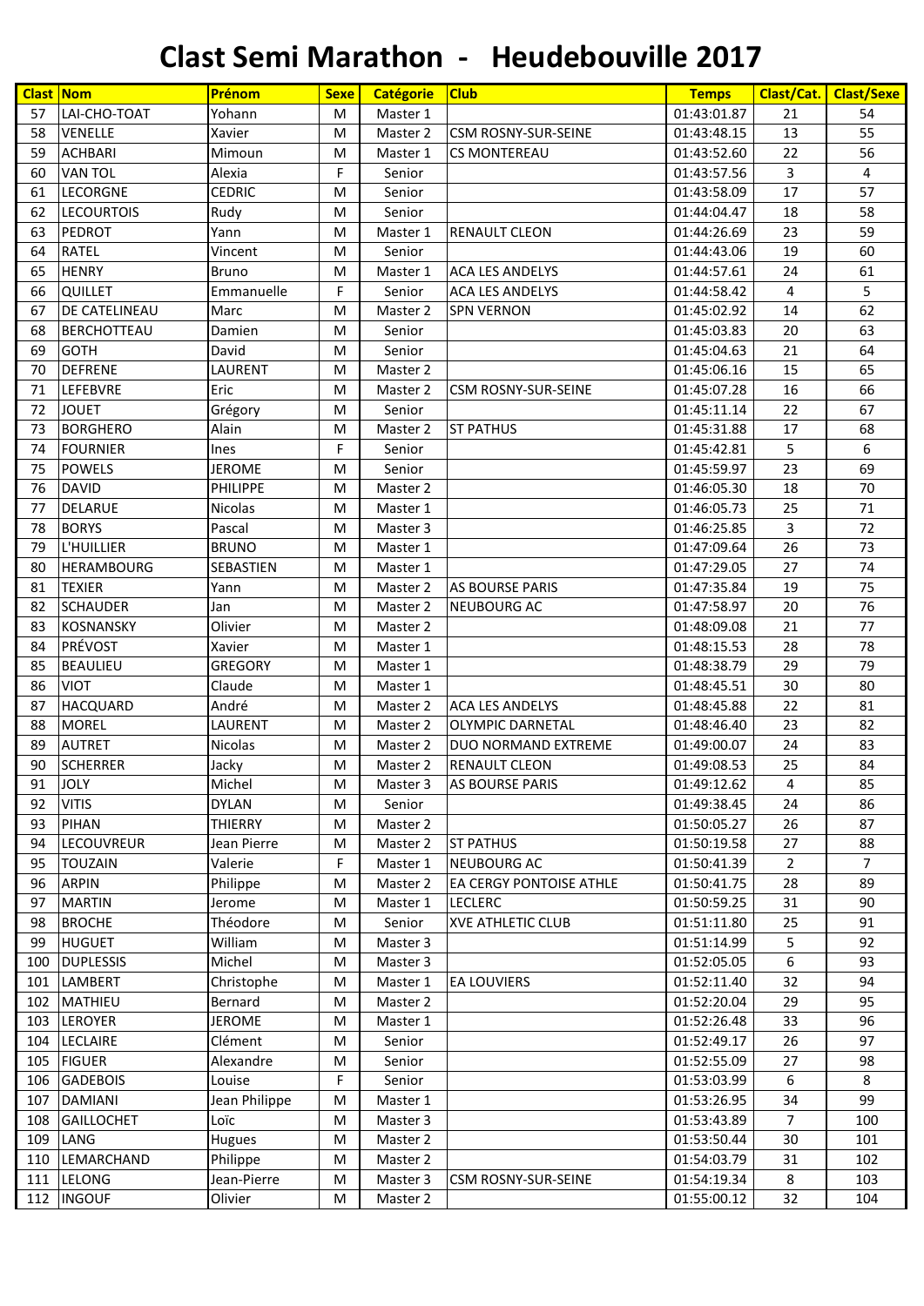# Clast Semi Marathon - Heudebouville 2017

| Clast | Nom | Prénom | Sexe | Catégorie | Club | Temps | Clast/Cat. | Clast/Sexe |
|---|---|---|---|---|---|---|---|---|
| 57 | LAI-CHO-TOAT | Yohann | M | Master 1 | | 01:43:01.87 | 21 | 54 |
| 58 | VENELLE | Xavier | M | Master 2 | CSM ROSNY-SUR-SEINE | 01:43:48.15 | 13 | 55 |
| 59 | ACHBARI | Mimoun | M | Master 1 | CS MONTEREAU | 01:43:52.60 | 22 | 56 |
| 60 | VAN TOL | Alexia | F | Senior | | 01:43:57.56 | 3 | 4 |
| 61 | LECORGNE | CEDRIC | M | Senior | | 01:43:58.09 | 17 | 57 |
| 62 | LECOURTOIS | Rudy | M | Senior | | 01:44:04.47 | 18 | 58 |
| 63 | PEDROT | Yann | M | Master 1 | RENAULT CLEON | 01:44:26.69 | 23 | 59 |
| 64 | RATEL | Vincent | M | Senior | | 01:44:43.06 | 19 | 60 |
| 65 | HENRY | Bruno | M | Master 1 | ACA LES ANDELYS | 01:44:57.61 | 24 | 61 |
| 66 | QUILLET | Emmanuelle | F | Senior | ACA LES ANDELYS | 01:44:58.42 | 4 | 5 |
| 67 | DE CATELINEAU | Marc | M | Master 2 | SPN VERNON | 01:45:02.92 | 14 | 62 |
| 68 | BERCHOTTEAU | Damien | M | Senior | | 01:45:03.83 | 20 | 63 |
| 69 | GOTH | David | M | Senior | | 01:45:04.63 | 21 | 64 |
| 70 | DEFRENE | LAURENT | M | Master 2 | | 01:45:06.16 | 15 | 65 |
| 71 | LEFEBVRE | Eric | M | Master 2 | CSM ROSNY-SUR-SEINE | 01:45:07.28 | 16 | 66 |
| 72 | JOUET | Grégory | M | Senior | | 01:45:11.14 | 22 | 67 |
| 73 | BORGHERO | Alain | M | Master 2 | ST PATHUS | 01:45:31.88 | 17 | 68 |
| 74 | FOURNIER | Ines | F | Senior | | 01:45:42.81 | 5 | 6 |
| 75 | POWELS | JEROME | M | Senior | | 01:45:59.97 | 23 | 69 |
| 76 | DAVID | PHILIPPE | M | Master 2 | | 01:46:05.30 | 18 | 70 |
| 77 | DELARUE | Nicolas | M | Master 1 | | 01:46:05.73 | 25 | 71 |
| 78 | BORYS | Pascal | M | Master 3 | | 01:46:25.85 | 3 | 72 |
| 79 | L'HUILLIER | BRUNO | M | Master 1 | | 01:47:09.64 | 26 | 73 |
| 80 | HERAMBOURG | SEBASTIEN | M | Master 1 | | 01:47:29.05 | 27 | 74 |
| 81 | TEXIER | Yann | M | Master 2 | AS BOURSE PARIS | 01:47:35.84 | 19 | 75 |
| 82 | SCHAUDER | Jan | M | Master 2 | NEUBOURG AC | 01:47:58.97 | 20 | 76 |
| 83 | KOSNANSKY | Olivier | M | Master 2 | | 01:48:09.08 | 21 | 77 |
| 84 | PRÉVOST | Xavier | M | Master 1 | | 01:48:15.53 | 28 | 78 |
| 85 | BEAULIEU | GREGORY | M | Master 1 | | 01:48:38.79 | 29 | 79 |
| 86 | VIOT | Claude | M | Master 1 | | 01:48:45.51 | 30 | 80 |
| 87 | HACQUARD | André | M | Master 2 | ACA LES ANDELYS | 01:48:45.88 | 22 | 81 |
| 88 | MOREL | LAURENT | M | Master 2 | OLYMPIC DARNETAL | 01:48:46.40 | 23 | 82 |
| 89 | AUTRET | Nicolas | M | Master 2 | DUO NORMAND EXTREME | 01:49:00.07 | 24 | 83 |
| 90 | SCHERRER | Jacky | M | Master 2 | RENAULT CLEON | 01:49:08.53 | 25 | 84 |
| 91 | JOLY | Michel | M | Master 3 | AS BOURSE PARIS | 01:49:12.62 | 4 | 85 |
| 92 | VITIS | DYLAN | M | Senior | | 01:49:38.45 | 24 | 86 |
| 93 | PIHAN | THIERRY | M | Master 2 | | 01:50:05.27 | 26 | 87 |
| 94 | LECOUVREUR | Jean Pierre | M | Master 2 | ST PATHUS | 01:50:19.58 | 27 | 88 |
| 95 | TOUZAIN | Valerie | F | Master 1 | NEUBOURG AC | 01:50:41.39 | 2 | 7 |
| 96 | ARPIN | Philippe | M | Master 2 | EA CERGY PONTOISE ATHLE | 01:50:41.75 | 28 | 89 |
| 97 | MARTIN | Jerome | M | Master 1 | LECLERC | 01:50:59.25 | 31 | 90 |
| 98 | BROCHE | Théodore | M | Senior | XVE ATHLETIC CLUB | 01:51:11.80 | 25 | 91 |
| 99 | HUGUET | William | M | Master 3 | | 01:51:14.99 | 5 | 92 |
| 100 | DUPLESSIS | Michel | M | Master 3 | | 01:52:05.05 | 6 | 93 |
| 101 | LAMBERT | Christophe | M | Master 1 | EA LOUVIERS | 01:52:11.40 | 32 | 94 |
| 102 | MATHIEU | Bernard | M | Master 2 | | 01:52:20.04 | 29 | 95 |
| 103 | LEROYER | JEROME | M | Master 1 | | 01:52:26.48 | 33 | 96 |
| 104 | LECLAIRE | Clément | M | Senior | | 01:52:49.17 | 26 | 97 |
| 105 | FIGUER | Alexandre | M | Senior | | 01:52:55.09 | 27 | 98 |
| 106 | GADEBOIS | Louise | F | Senior | | 01:53:03.99 | 6 | 8 |
| 107 | DAMIANI | Jean Philippe | M | Master 1 | | 01:53:26.95 | 34 | 99 |
| 108 | GAILLOCHET | Loïc | M | Master 3 | | 01:53:43.89 | 7 | 100 |
| 109 | LANG | Hugues | M | Master 2 | | 01:53:50.44 | 30 | 101 |
| 110 | LEMARCHAND | Philippe | M | Master 2 | | 01:54:03.79 | 31 | 102 |
| 111 | LELONG | Jean-Pierre | M | Master 3 | CSM ROSNY-SUR-SEINE | 01:54:19.34 | 8 | 103 |
| 112 | INGOUF | Olivier | M | Master 2 | | 01:55:00.12 | 32 | 104 |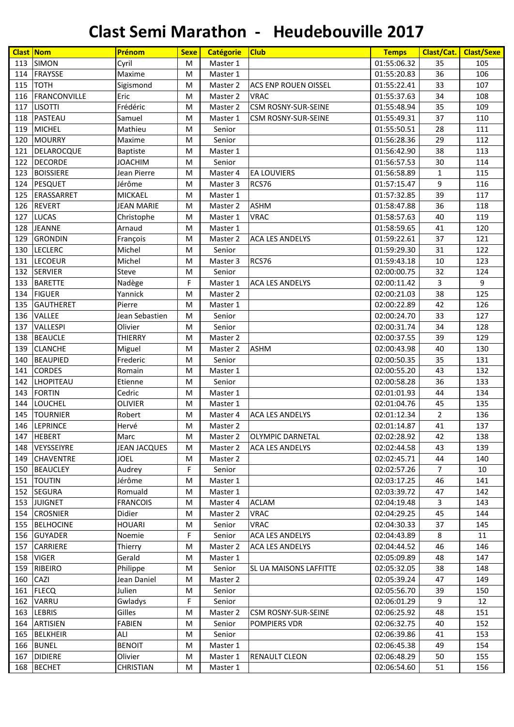# Clast Semi Marathon - Heudebouville 2017

| Clast | Nom | Prénom | Sexe | Catégorie | Club | Temps | Clast/Cat. | Clast/Sexe |
|---|---|---|---|---|---|---|---|---|
| 113 | SIMON | Cyril | M | Master 1 | | 01:55:06.32 | 35 | 105 |
| 114 | FRAYSSE | Maxime | M | Master 1 | | 01:55:20.83 | 36 | 106 |
| 115 | TOTH | Sigismond | M | Master 2 | ACS ENP ROUEN OISSEL | 01:55:22.41 | 33 | 107 |
| 116 | FRANCONVILLE | Eric | M | Master 2 | VRAC | 01:55:37.63 | 34 | 108 |
| 117 | LISOTTI | Frédéric | M | Master 2 | CSM ROSNY-SUR-SEINE | 01:55:48.94 | 35 | 109 |
| 118 | PASTEAU | Samuel | M | Master 1 | CSM ROSNY-SUR-SEINE | 01:55:49.31 | 37 | 110 |
| 119 | MICHEL | Mathieu | M | Senior | | 01:55:50.51 | 28 | 111 |
| 120 | MOURRY | Maxime | M | Senior | | 01:56:28.36 | 29 | 112 |
| 121 | DELAROCQUE | Baptiste | M | Master 1 | | 01:56:42.90 | 38 | 113 |
| 122 | DECORDE | JOACHIM | M | Senior | | 01:56:57.53 | 30 | 114 |
| 123 | BOISSIERE | Jean Pierre | M | Master 4 | EA LOUVIERS | 01:56:58.89 | 1 | 115 |
| 124 | PESQUET | Jérôme | M | Master 3 | RCS76 | 01:57:15.47 | 9 | 116 |
| 125 | ERASSARRET | MICKAEL | M | Master 1 | | 01:57:32.85 | 39 | 117 |
| 126 | REVERT | JEAN MARIE | M | Master 2 | ASHM | 01:58:47.88 | 36 | 118 |
| 127 | LUCAS | Christophe | M | Master 1 | VRAC | 01:58:57.63 | 40 | 119 |
| 128 | JEANNE | Arnaud | M | Master 1 | | 01:58:59.65 | 41 | 120 |
| 129 | GRONDIN | François | M | Master 2 | ACA LES ANDELYS | 01:59:22.61 | 37 | 121 |
| 130 | LECLERC | Michel | M | Senior | | 01:59:29.30 | 31 | 122 |
| 131 | LECOEUR | Michel | M | Master 3 | RCS76 | 01:59:43.18 | 10 | 123 |
| 132 | SERVIER | Steve | M | Senior | | 02:00:00.75 | 32 | 124 |
| 133 | BARETTE | Nadège | F | Master 1 | ACA LES ANDELYS | 02:00:11.42 | 3 | 9 |
| 134 | FIGUER | Yannick | M | Master 2 | | 02:00:21.03 | 38 | 125 |
| 135 | GAUTHERET | Pierre | M | Master 1 | | 02:00:22.89 | 42 | 126 |
| 136 | VALLEE | Jean Sebastien | M | Senior | | 02:00:24.70 | 33 | 127 |
| 137 | VALLESPI | Olivier | M | Senior | | 02:00:31.74 | 34 | 128 |
| 138 | BEAUCLE | THIERRY | M | Master 2 | | 02:00:37.55 | 39 | 129 |
| 139 | CLANCHE | Miguel | M | Master 2 | ASHM | 02:00:43.98 | 40 | 130 |
| 140 | BEAUPIED | Frederic | M | Senior | | 02:00:50.35 | 35 | 131 |
| 141 | CORDES | Romain | M | Master 1 | | 02:00:55.20 | 43 | 132 |
| 142 | LHOPITEAU | Etienne | M | Senior | | 02:00:58.28 | 36 | 133 |
| 143 | FORTIN | Cedric | M | Master 1 | | 02:01:01.93 | 44 | 134 |
| 144 | LOUCHEL | OLIVIER | M | Master 1 | | 02:01:04.76 | 45 | 135 |
| 145 | TOURNIER | Robert | M | Master 4 | ACA LES ANDELYS | 02:01:12.34 | 2 | 136 |
| 146 | LEPRINCE | Hervé | M | Master 2 | | 02:01:14.87 | 41 | 137 |
| 147 | HEBERT | Marc | M | Master 2 | OLYMPIC DARNETAL | 02:02:28.92 | 42 | 138 |
| 148 | VEYSSEIYRE | JEAN JACQUES | M | Master 2 | ACA LES ANDELYS | 02:02:44.58 | 43 | 139 |
| 149 | CHAVENTRE | JOEL | M | Master 2 | | 02:02:45.71 | 44 | 140 |
| 150 | BEAUCLEY | Audrey | F | Senior | | 02:02:57.26 | 7 | 10 |
| 151 | TOUTIN | Jérôme | M | Master 1 | | 02:03:17.25 | 46 | 141 |
| 152 | SEGURA | Romuald | M | Master 1 | | 02:03:39.72 | 47 | 142 |
| 153 | JUIGNET | FRANCOIS | M | Master 4 | ACLAM | 02:04:19.48 | 3 | 143 |
| 154 | CROSNIER | Didier | M | Master 2 | VRAC | 02:04:29.25 | 45 | 144 |
| 155 | BELHOCINE | HOUARI | M | Senior | VRAC | 02:04:30.33 | 37 | 145 |
| 156 | GUYADER | Noemie | F | Senior | ACA LES ANDELYS | 02:04:43.89 | 8 | 11 |
| 157 | CARRIERE | Thierry | M | Master 2 | ACA LES ANDELYS | 02:04:44.52 | 46 | 146 |
| 158 | VIGER | Gerald | M | Master 1 | | 02:05:09.89 | 48 | 147 |
| 159 | RIBEIRO | Philippe | M | Senior | SL UA MAISONS LAFFITTE | 02:05:32.05 | 38 | 148 |
| 160 | CAZI | Jean Daniel | M | Master 2 | | 02:05:39.24 | 47 | 149 |
| 161 | FLECQ | Julien | M | Senior | | 02:05:56.70 | 39 | 150 |
| 162 | VARRU | Gwladys | F | Senior | | 02:06:01.29 | 9 | 12 |
| 163 | LEBRIS | Gilles | M | Master 2 | CSM ROSNY-SUR-SEINE | 02:06:25.92 | 48 | 151 |
| 164 | ARTISIEN | FABIEN | M | Senior | POMPIERS VDR | 02:06:32.75 | 40 | 152 |
| 165 | BELKHEIR | ALI | M | Senior | | 02:06:39.86 | 41 | 153 |
| 166 | BUNEL | BENOIT | M | Master 1 | | 02:06:45.38 | 49 | 154 |
| 167 | DIDIERE | Olivier | M | Master 1 | RENAULT CLEON | 02:06:48.29 | 50 | 155 |
| 168 | BECHET | CHRISTIAN | M | Master 1 | | 02:06:54.60 | 51 | 156 |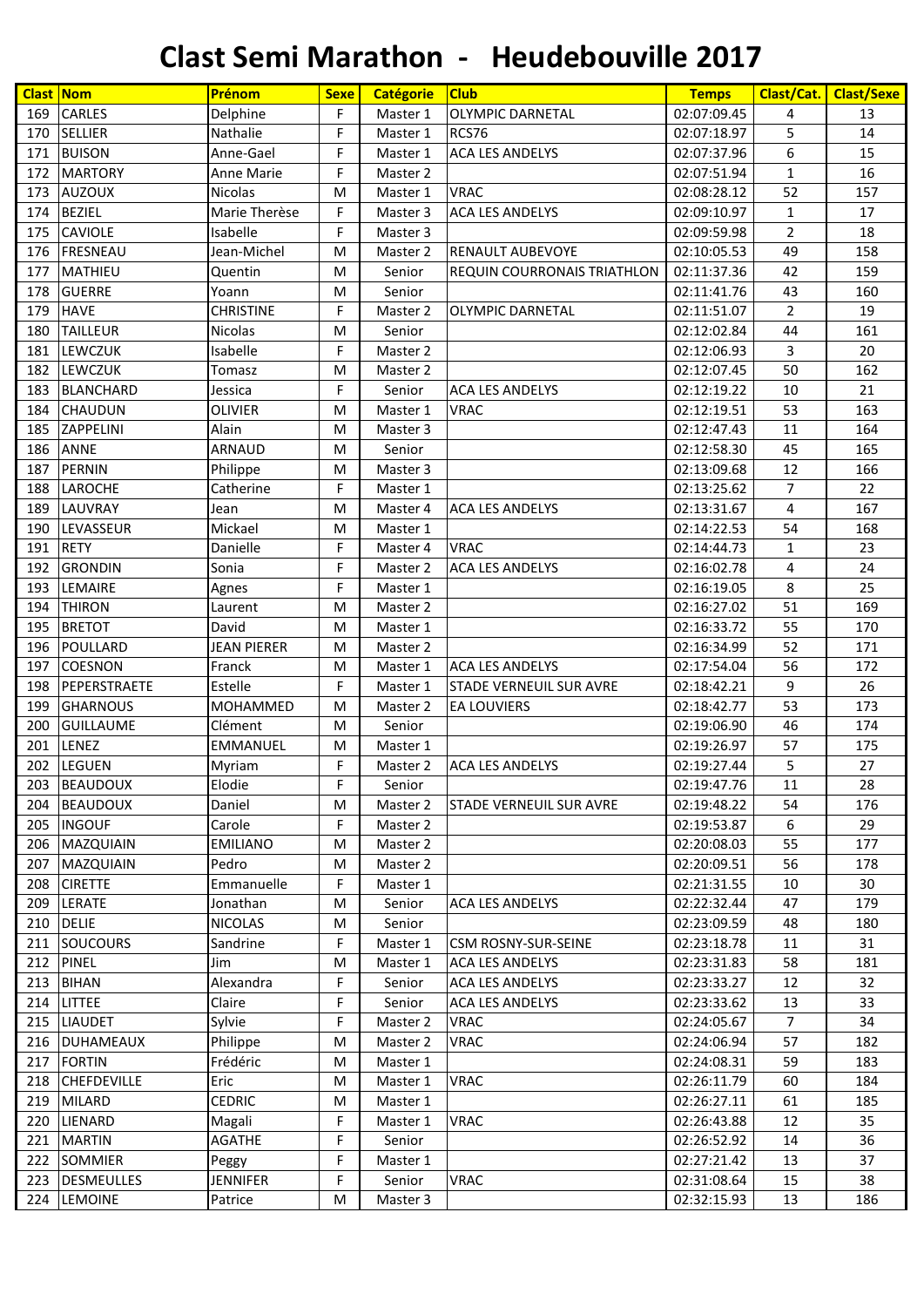# Clast Semi Marathon - Heudebouville 2017

| Clast | Nom | Prénom | Sexe | Catégorie | Club | Temps | Clast/Cat. | Clast/Sexe |
|---|---|---|---|---|---|---|---|---|
| 169 | CARLES | Delphine | F | Master 1 | OLYMPIC DARNETAL | 02:07:09.45 | 4 | 13 |
| 170 | SELLIER | Nathalie | F | Master 1 | RCS76 | 02:07:18.97 | 5 | 14 |
| 171 | BUISON | Anne-Gael | F | Master 1 | ACA LES ANDELYS | 02:07:37.96 | 6 | 15 |
| 172 | MARTORY | Anne Marie | F | Master 2 | | 02:07:51.94 | 1 | 16 |
| 173 | AUZOUX | Nicolas | M | Master 1 | VRAC | 02:08:28.12 | 52 | 157 |
| 174 | BEZIEL | Marie Therèse | F | Master 3 | ACA LES ANDELYS | 02:09:10.97 | 1 | 17 |
| 175 | CAVIOLE | Isabelle | F | Master 3 | | 02:09:59.98 | 2 | 18 |
| 176 | FRESNEAU | Jean-Michel | M | Master 2 | RENAULT AUBEVOYE | 02:10:05.53 | 49 | 158 |
| 177 | MATHIEU | Quentin | M | Senior | REQUIN COURRONAIS TRIATHLON | 02:11:37.36 | 42 | 159 |
| 178 | GUERRE | Yoann | M | Senior | | 02:11:41.76 | 43 | 160 |
| 179 | HAVE | CHRISTINE | F | Master 2 | OLYMPIC DARNETAL | 02:11:51.07 | 2 | 19 |
| 180 | TAILLEUR | Nicolas | M | Senior | | 02:12:02.84 | 44 | 161 |
| 181 | LEWCZUK | Isabelle | F | Master 2 | | 02:12:06.93 | 3 | 20 |
| 182 | LEWCZUK | Tomasz | M | Master 2 | | 02:12:07.45 | 50 | 162 |
| 183 | BLANCHARD | Jessica | F | Senior | ACA LES ANDELYS | 02:12:19.22 | 10 | 21 |
| 184 | CHAUDUN | OLIVIER | M | Master 1 | VRAC | 02:12:19.51 | 53 | 163 |
| 185 | ZAPPELINI | Alain | M | Master 3 | | 02:12:47.43 | 11 | 164 |
| 186 | ANNE | ARNAUD | M | Senior | | 02:12:58.30 | 45 | 165 |
| 187 | PERNIN | Philippe | M | Master 3 | | 02:13:09.68 | 12 | 166 |
| 188 | LAROCHE | Catherine | F | Master 1 | | 02:13:25.62 | 7 | 22 |
| 189 | LAUVRAY | Jean | M | Master 4 | ACA LES ANDELYS | 02:13:31.67 | 4 | 167 |
| 190 | LEVASSEUR | Mickael | M | Master 1 | | 02:14:22.53 | 54 | 168 |
| 191 | RETY | Danielle | F | Master 4 | VRAC | 02:14:44.73 | 1 | 23 |
| 192 | GRONDIN | Sonia | F | Master 2 | ACA LES ANDELYS | 02:16:02.78 | 4 | 24 |
| 193 | LEMAIRE | Agnes | F | Master 1 | | 02:16:19.05 | 8 | 25 |
| 194 | THIRON | Laurent | M | Master 2 | | 02:16:27.02 | 51 | 169 |
| 195 | BRETOT | David | M | Master 1 | | 02:16:33.72 | 55 | 170 |
| 196 | POULLARD | JEAN PIERER | M | Master 2 | | 02:16:34.99 | 52 | 171 |
| 197 | COESNON | Franck | M | Master 1 | ACA LES ANDELYS | 02:17:54.04 | 56 | 172 |
| 198 | PEPERSTRAETE | Estelle | F | Master 1 | STADE VERNEUIL SUR AVRE | 02:18:42.21 | 9 | 26 |
| 199 | GHARNOUS | MOHAMMED | M | Master 2 | EA LOUVIERS | 02:18:42.77 | 53 | 173 |
| 200 | GUILLAUME | Clément | M | Senior | | 02:19:06.90 | 46 | 174 |
| 201 | LENEZ | EMMANUEL | M | Master 1 | | 02:19:26.97 | 57 | 175 |
| 202 | LEGUEN | Myriam | F | Master 2 | ACA LES ANDELYS | 02:19:27.44 | 5 | 27 |
| 203 | BEAUDOUX | Elodie | F | Senior | | 02:19:47.76 | 11 | 28 |
| 204 | BEAUDOUX | Daniel | M | Master 2 | STADE VERNEUIL SUR AVRE | 02:19:48.22 | 54 | 176 |
| 205 | INGOUF | Carole | F | Master 2 | | 02:19:53.87 | 6 | 29 |
| 206 | MAZQUIAIN | EMILIANO | M | Master 2 | | 02:20:08.03 | 55 | 177 |
| 207 | MAZQUIAIN | Pedro | M | Master 2 | | 02:20:09.51 | 56 | 178 |
| 208 | CIRETTE | Emmanuelle | F | Master 1 | | 02:21:31.55 | 10 | 30 |
| 209 | LERATE | Jonathan | M | Senior | ACA LES ANDELYS | 02:22:32.44 | 47 | 179 |
| 210 | DELIE | NICOLAS | M | Senior | | 02:23:09.59 | 48 | 180 |
| 211 | SOUCOURS | Sandrine | F | Master 1 | CSM ROSNY-SUR-SEINE | 02:23:18.78 | 11 | 31 |
| 212 | PINEL | Jim | M | Master 1 | ACA LES ANDELYS | 02:23:31.83 | 58 | 181 |
| 213 | BIHAN | Alexandra | F | Senior | ACA LES ANDELYS | 02:23:33.27 | 12 | 32 |
| 214 | LITTEE | Claire | F | Senior | ACA LES ANDELYS | 02:23:33.62 | 13 | 33 |
| 215 | LIAUDET | Sylvie | F | Master 2 | VRAC | 02:24:05.67 | 7 | 34 |
| 216 | DUHAMEAUX | Philippe | M | Master 2 | VRAC | 02:24:06.94 | 57 | 182 |
| 217 | FORTIN | Frédéric | M | Master 1 | | 02:24:08.31 | 59 | 183 |
| 218 | CHEFDEVILLE | Eric | M | Master 1 | VRAC | 02:26:11.79 | 60 | 184 |
| 219 | MILARD | CEDRIC | M | Master 1 | | 02:26:27.11 | 61 | 185 |
| 220 | LIENARD | Magali | F | Master 1 | VRAC | 02:26:43.88 | 12 | 35 |
| 221 | MARTIN | AGATHE | F | Senior | | 02:26:52.92 | 14 | 36 |
| 222 | SOMMIER | Peggy | F | Master 1 | | 02:27:21.42 | 13 | 37 |
| 223 | DESMEULLES | JENNIFER | F | Senior | VRAC | 02:31:08.64 | 15 | 38 |
| 224 | LEMOINE | Patrice | M | Master 3 | | 02:32:15.93 | 13 | 186 |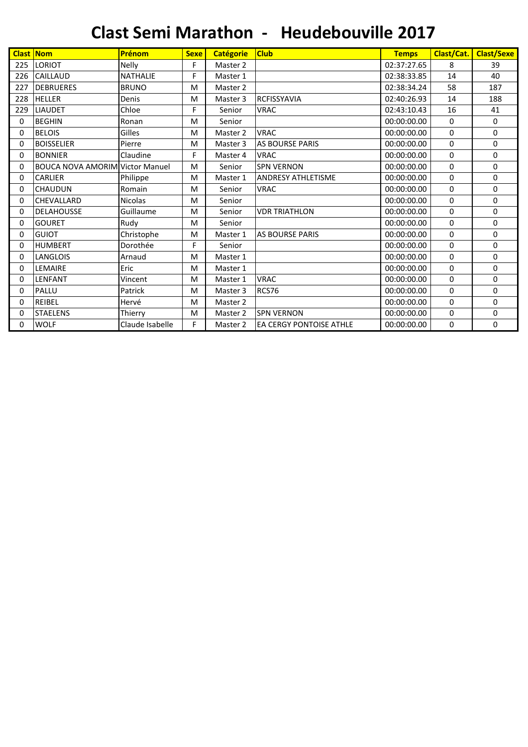# Clast Semi Marathon - Heudebouville 2017

| Clast | Nom | Prénom | Sexe | Catégorie | Club | Temps | Clast/Cat. | Clast/Sexe |
|---|---|---|---|---|---|---|---|---|
| 225 | LORIOT | Nelly | F | Master 2 | | 02:37:27.65 | 8 | 39 |
| 226 | CAILLAUD | NATHALIE | F | Master 1 | | 02:38:33.85 | 14 | 40 |
| 227 | DEBRUERES | BRUNO | M | Master 2 | | 02:38:34.24 | 58 | 187 |
| 228 | HELLER | Denis | M | Master 3 | RCFISSYAVIA | 02:40:26.93 | 14 | 188 |
| 229 | LIAUDET | Chloe | F | Senior | VRAC | 02:43:10.43 | 16 | 41 |
| 0 | BEGHIN | Ronan | M | Senior | | 00:00:00.00 | 0 | 0 |
| 0 | BELOIS | Gilles | M | Master 2 | VRAC | 00:00:00.00 | 0 | 0 |
| 0 | BOISSELIER | Pierre | M | Master 3 | AS BOURSE PARIS | 00:00:00.00 | 0 | 0 |
| 0 | BONNIER | Claudine | F | Master 4 | VRAC | 00:00:00.00 | 0 | 0 |
| 0 | BOUCA NOVA AMORIM | Victor Manuel | M | Senior | SPN VERNON | 00:00:00.00 | 0 | 0 |
| 0 | CARLIER | Philippe | M | Master 1 | ANDRESY ATHLETISME | 00:00:00.00 | 0 | 0 |
| 0 | CHAUDUN | Romain | M | Senior | VRAC | 00:00:00.00 | 0 | 0 |
| 0 | CHEVALLARD | Nicolas | M | Senior | | 00:00:00.00 | 0 | 0 |
| 0 | DELAHOUSSE | Guillaume | M | Senior | VDR TRIATHLON | 00:00:00.00 | 0 | 0 |
| 0 | GOURET | Rudy | M | Senior | | 00:00:00.00 | 0 | 0 |
| 0 | GUIOT | Christophe | M | Master 1 | AS BOURSE PARIS | 00:00:00.00 | 0 | 0 |
| 0 | HUMBERT | Dorothée | F | Senior | | 00:00:00.00 | 0 | 0 |
| 0 | LANGLOIS | Arnaud | M | Master 1 | | 00:00:00.00 | 0 | 0 |
| 0 | LEMAIRE | Eric | M | Master 1 | | 00:00:00.00 | 0 | 0 |
| 0 | LENFANT | Vincent | M | Master 1 | VRAC | 00:00:00.00 | 0 | 0 |
| 0 | PALLU | Patrick | M | Master 3 | RCS76 | 00:00:00.00 | 0 | 0 |
| 0 | REIBEL | Hervé | M | Master 2 | | 00:00:00.00 | 0 | 0 |
| 0 | STAELENS | Thierry | M | Master 2 | SPN VERNON | 00:00:00.00 | 0 | 0 |
| 0 | WOLF | Claude Isabelle | F | Master 2 | EA CERGY PONTOISE ATHLE | 00:00:00.00 | 0 | 0 |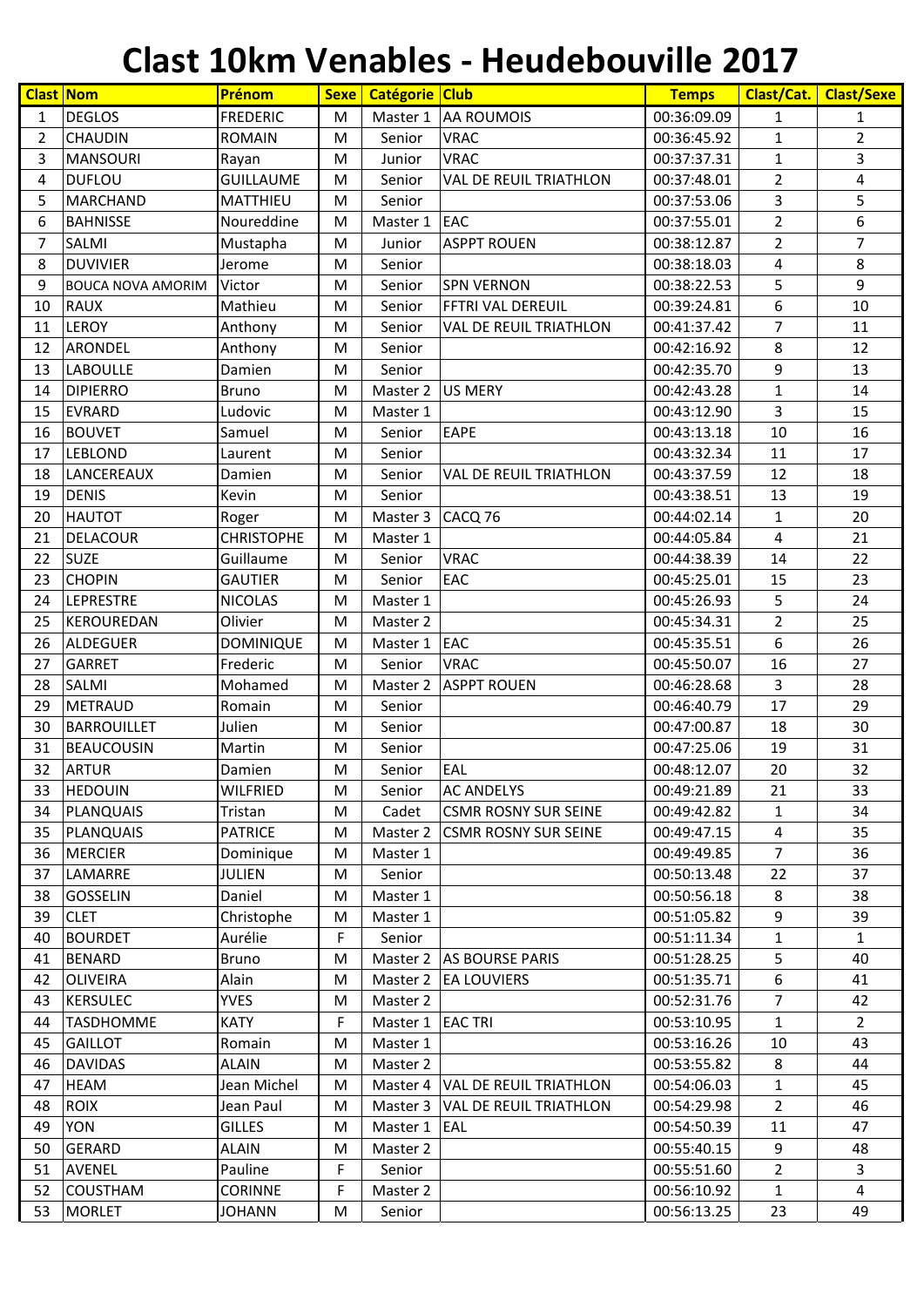# Clast 10km Venables - Heudebouville 2017

| Clast | Nom | Prénom | Sexe | Catégorie | Club | Temps | Clast/Cat. | Clast/Sexe |
|---|---|---|---|---|---|---|---|---|
| 1 | DEGLOS | FREDERIC | M | Master 1 | AA ROUMOIS | 00:36:09.09 | 1 | 1 |
| 2 | CHAUDIN | ROMAIN | M | Senior | VRAC | 00:36:45.92 | 1 | 2 |
| 3 | MANSOURI | Rayan | M | Junior | VRAC | 00:37:37.31 | 1 | 3 |
| 4 | DUFLOU | GUILLAUME | M | Senior | VAL DE REUIL TRIATHLON | 00:37:48.01 | 2 | 4 |
| 5 | MARCHAND | MATTHIEU | M | Senior | | 00:37:53.06 | 3 | 5 |
| 6 | BAHNISSE | Noureddine | M | Master 1 | EAC | 00:37:55.01 | 2 | 6 |
| 7 | SALMI | Mustapha | M | Junior | ASPPT ROUEN | 00:38:12.87 | 2 | 7 |
| 8 | DUVIVIER | Jerome | M | Senior | | 00:38:18.03 | 4 | 8 |
| 9 | BOUCA NOVA AMORIM | Victor | M | Senior | SPN VERNON | 00:38:22.53 | 5 | 9 |
| 10 | RAUX | Mathieu | M | Senior | FFTRI VAL DEREUIL | 00:39:24.81 | 6 | 10 |
| 11 | LEROY | Anthony | M | Senior | VAL DE REUIL TRIATHLON | 00:41:37.42 | 7 | 11 |
| 12 | ARONDEL | Anthony | M | Senior | | 00:42:16.92 | 8 | 12 |
| 13 | LABOULLE | Damien | M | Senior | | 00:42:35.70 | 9 | 13 |
| 14 | DIPIERRO | Bruno | M | Master 2 | US MERY | 00:42:43.28 | 1 | 14 |
| 15 | EVRARD | Ludovic | M | Master 1 | | 00:43:12.90 | 3 | 15 |
| 16 | BOUVET | Samuel | M | Senior | EAPE | 00:43:13.18 | 10 | 16 |
| 17 | LEBLOND | Laurent | M | Senior | | 00:43:32.34 | 11 | 17 |
| 18 | LANCEREAUX | Damien | M | Senior | VAL DE REUIL TRIATHLON | 00:43:37.59 | 12 | 18 |
| 19 | DENIS | Kevin | M | Senior | | 00:43:38.51 | 13 | 19 |
| 20 | HAUTOT | Roger | M | Master 3 | CACQ 76 | 00:44:02.14 | 1 | 20 |
| 21 | DELACOUR | CHRISTOPHE | M | Master 1 | | 00:44:05.84 | 4 | 21 |
| 22 | SUZE | Guillaume | M | Senior | VRAC | 00:44:38.39 | 14 | 22 |
| 23 | CHOPIN | GAUTIER | M | Senior | EAC | 00:45:25.01 | 15 | 23 |
| 24 | LEPRESTRE | NICOLAS | M | Master 1 | | 00:45:26.93 | 5 | 24 |
| 25 | KEROUREDAN | Olivier | M | Master 2 | | 00:45:34.31 | 2 | 25 |
| 26 | ALDEGUER | DOMINIQUE | M | Master 1 | EAC | 00:45:35.51 | 6 | 26 |
| 27 | GARRET | Frederic | M | Senior | VRAC | 00:45:50.07 | 16 | 27 |
| 28 | SALMI | Mohamed | M | Master 2 | ASPPT ROUEN | 00:46:28.68 | 3 | 28 |
| 29 | METRAUD | Romain | M | Senior | | 00:46:40.79 | 17 | 29 |
| 30 | BARROUILLET | Julien | M | Senior | | 00:47:00.87 | 18 | 30 |
| 31 | BEAUCOUSIN | Martin | M | Senior | | 00:47:25.06 | 19 | 31 |
| 32 | ARTUR | Damien | M | Senior | EAL | 00:48:12.07 | 20 | 32 |
| 33 | HEDOUIN | WILFRIED | M | Senior | AC ANDELYS | 00:49:21.89 | 21 | 33 |
| 34 | PLANQUAIS | Tristan | M | Cadet | CSMR ROSNY SUR SEINE | 00:49:42.82 | 1 | 34 |
| 35 | PLANQUAIS | PATRICE | M | Master 2 | CSMR ROSNY SUR SEINE | 00:49:47.15 | 4 | 35 |
| 36 | MERCIER | Dominique | M | Master 1 | | 00:49:49.85 | 7 | 36 |
| 37 | LAMARRE | JULIEN | M | Senior | | 00:50:13.48 | 22 | 37 |
| 38 | GOSSELIN | Daniel | M | Master 1 | | 00:50:56.18 | 8 | 38 |
| 39 | CLET | Christophe | M | Master 1 | | 00:51:05.82 | 9 | 39 |
| 40 | BOURDET | Aurélie | F | Senior | | 00:51:11.34 | 1 | 1 |
| 41 | BENARD | Bruno | M | Master 2 | AS BOURSE PARIS | 00:51:28.25 | 5 | 40 |
| 42 | OLIVEIRA | Alain | M | Master 2 | EA LOUVIERS | 00:51:35.71 | 6 | 41 |
| 43 | KERSULEC | YVES | M | Master 2 | | 00:52:31.76 | 7 | 42 |
| 44 | TASDHOMME | KATY | F | Master 1 | EAC TRI | 00:53:10.95 | 1 | 2 |
| 45 | GAILLOT | Romain | M | Master 1 | | 00:53:16.26 | 10 | 43 |
| 46 | DAVIDAS | ALAIN | M | Master 2 | | 00:53:55.82 | 8 | 44 |
| 47 | HEAM | Jean Michel | M | Master 4 | VAL DE REUIL TRIATHLON | 00:54:06.03 | 1 | 45 |
| 48 | ROIX | Jean Paul | M | Master 3 | VAL DE REUIL TRIATHLON | 00:54:29.98 | 2 | 46 |
| 49 | YON | GILLES | M | Master 1 | EAL | 00:54:50.39 | 11 | 47 |
| 50 | GERARD | ALAIN | M | Master 2 | | 00:55:40.15 | 9 | 48 |
| 51 | AVENEL | Pauline | F | Senior | | 00:55:51.60 | 2 | 3 |
| 52 | COUSTHAM | CORINNE | F | Master 2 | | 00:56:10.92 | 1 | 4 |
| 53 | MORLET | JOHANN | M | Senior | | 00:56:13.25 | 23 | 49 |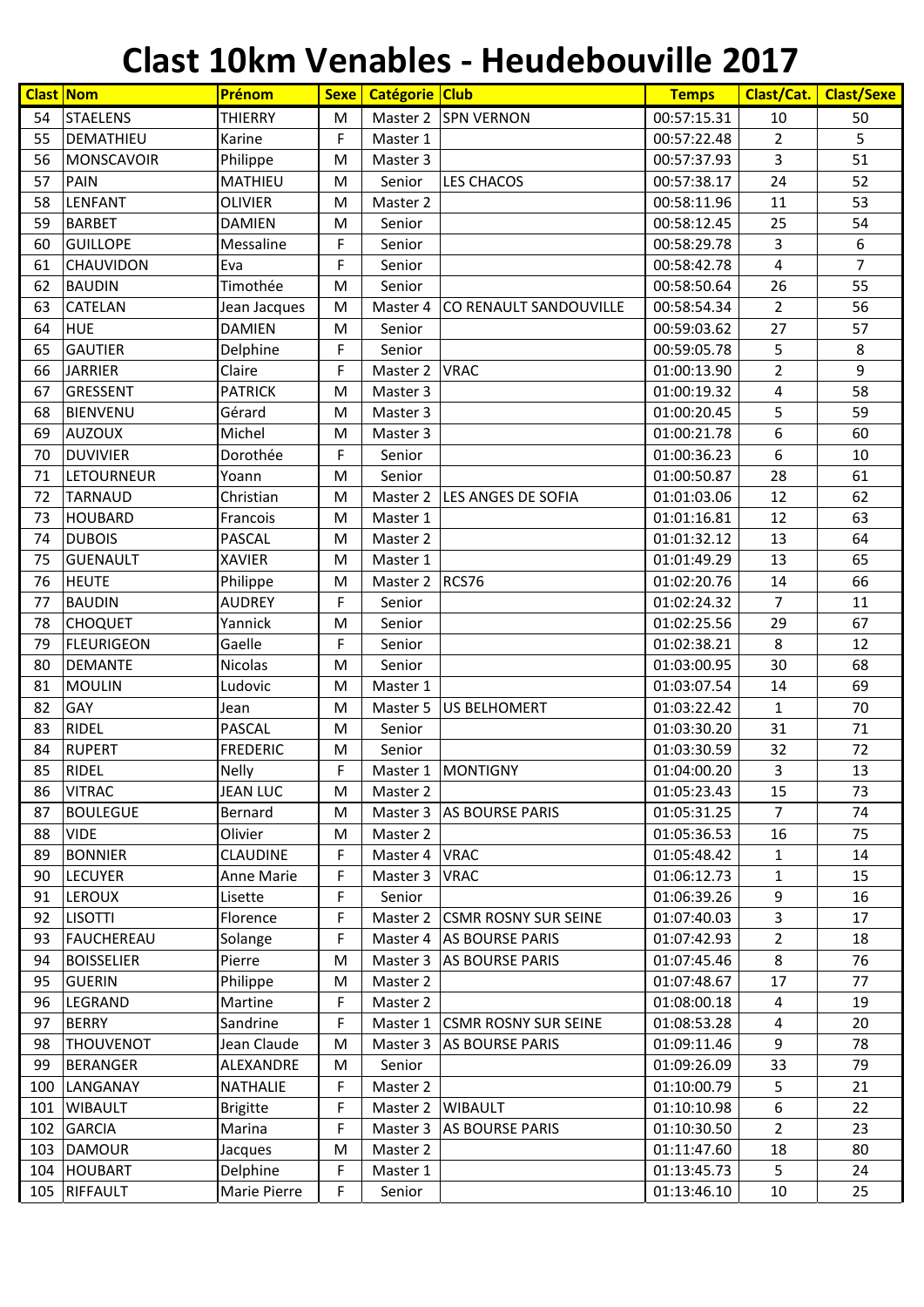# Clast 10km Venables - Heudebouville 2017

| Clast | Nom | Prénom | Sexe | Catégorie | Club | Temps | Clast/Cat. | Clast/Sexe |
|---|---|---|---|---|---|---|---|---|
| 54 | STAELENS | THIERRY | M | Master 2 | SPN VERNON | 00:57:15.31 | 10 | 50 |
| 55 | DEMATHIEU | Karine | F | Master 1 | | 00:57:22.48 | 2 | 5 |
| 56 | MONSCAVOIR | Philippe | M | Master 3 | | 00:57:37.93 | 3 | 51 |
| 57 | PAIN | MATHIEU | M | Senior | LES CHACOS | 00:57:38.17 | 24 | 52 |
| 58 | LENFANT | OLIVIER | M | Master 2 | | 00:58:11.96 | 11 | 53 |
| 59 | BARBET | DAMIEN | M | Senior | | 00:58:12.45 | 25 | 54 |
| 60 | GUILLOPE | Messaline | F | Senior | | 00:58:29.78 | 3 | 6 |
| 61 | CHAUVIDON | Eva | F | Senior | | 00:58:42.78 | 4 | 7 |
| 62 | BAUDIN | Timothée | M | Senior | | 00:58:50.64 | 26 | 55 |
| 63 | CATELAN | Jean Jacques | M | Master 4 | CO RENAULT SANDOUVILLE | 00:58:54.34 | 2 | 56 |
| 64 | HUE | DAMIEN | M | Senior | | 00:59:03.62 | 27 | 57 |
| 65 | GAUTIER | Delphine | F | Senior | | 00:59:05.78 | 5 | 8 |
| 66 | JARRIER | Claire | F | Master 2 | VRAC | 01:00:13.90 | 2 | 9 |
| 67 | GRESSENT | PATRICK | M | Master 3 | | 01:00:19.32 | 4 | 58 |
| 68 | BIENVENU | Gérard | M | Master 3 | | 01:00:20.45 | 5 | 59 |
| 69 | AUZOUX | Michel | M | Master 3 | | 01:00:21.78 | 6 | 60 |
| 70 | DUVIVIER | Dorothée | F | Senior | | 01:00:36.23 | 6 | 10 |
| 71 | LETOURNEUR | Yoann | M | Senior | | 01:00:50.87 | 28 | 61 |
| 72 | TARNAUD | Christian | M | Master 2 | LES ANGES DE SOFIA | 01:01:03.06 | 12 | 62 |
| 73 | HOUBARD | Francois | M | Master 1 | | 01:01:16.81 | 12 | 63 |
| 74 | DUBOIS | PASCAL | M | Master 2 | | 01:01:32.12 | 13 | 64 |
| 75 | GUENAULT | XAVIER | M | Master 1 | | 01:01:49.29 | 13 | 65 |
| 76 | HEUTE | Philippe | M | Master 2 | RCS76 | 01:02:20.76 | 14 | 66 |
| 77 | BAUDIN | AUDREY | F | Senior | | 01:02:24.32 | 7 | 11 |
| 78 | CHOQUET | Yannick | M | Senior | | 01:02:25.56 | 29 | 67 |
| 79 | FLEURIGEON | Gaelle | F | Senior | | 01:02:38.21 | 8 | 12 |
| 80 | DEMANTE | Nicolas | M | Senior | | 01:03:00.95 | 30 | 68 |
| 81 | MOULIN | Ludovic | M | Master 1 | | 01:03:07.54 | 14 | 69 |
| 82 | GAY | Jean | M | Master 5 | US BELHOMERT | 01:03:22.42 | 1 | 70 |
| 83 | RIDEL | PASCAL | M | Senior | | 01:03:30.20 | 31 | 71 |
| 84 | RUPERT | FREDERIC | M | Senior | | 01:03:30.59 | 32 | 72 |
| 85 | RIDEL | Nelly | F | Master 1 | MONTIGNY | 01:04:00.20 | 3 | 13 |
| 86 | VITRAC | JEAN LUC | M | Master 2 | | 01:05:23.43 | 15 | 73 |
| 87 | BOULEGUE | Bernard | M | Master 3 | AS BOURSE PARIS | 01:05:31.25 | 7 | 74 |
| 88 | VIDE | Olivier | M | Master 2 | | 01:05:36.53 | 16 | 75 |
| 89 | BONNIER | CLAUDINE | F | Master 4 | VRAC | 01:05:48.42 | 1 | 14 |
| 90 | LECUYER | Anne Marie | F | Master 3 | VRAC | 01:06:12.73 | 1 | 15 |
| 91 | LEROUX | Lisette | F | Senior | | 01:06:39.26 | 9 | 16 |
| 92 | LISOTTI | Florence | F | Master 2 | CSMR ROSNY SUR SEINE | 01:07:40.03 | 3 | 17 |
| 93 | FAUCHEREAU | Solange | F | Master 4 | AS BOURSE PARIS | 01:07:42.93 | 2 | 18 |
| 94 | BOISSELIER | Pierre | M | Master 3 | AS BOURSE PARIS | 01:07:45.46 | 8 | 76 |
| 95 | GUERIN | Philippe | M | Master 2 | | 01:07:48.67 | 17 | 77 |
| 96 | LEGRAND | Martine | F | Master 2 | | 01:08:00.18 | 4 | 19 |
| 97 | BERRY | Sandrine | F | Master 1 | CSMR ROSNY SUR SEINE | 01:08:53.28 | 4 | 20 |
| 98 | THOUVENOT | Jean Claude | M | Master 3 | AS BOURSE PARIS | 01:09:11.46 | 9 | 78 |
| 99 | BERANGER | ALEXANDRE | M | Senior | | 01:09:26.09 | 33 | 79 |
| 100 | LANGANAY | NATHALIE | F | Master 2 | | 01:10:00.79 | 5 | 21 |
| 101 | WIBAULT | Brigitte | F | Master 2 | WIBAULT | 01:10:10.98 | 6 | 22 |
| 102 | GARCIA | Marina | F | Master 3 | AS BOURSE PARIS | 01:10:30.50 | 2 | 23 |
| 103 | DAMOUR | Jacques | M | Master 2 | | 01:11:47.60 | 18 | 80 |
| 104 | HOUBART | Delphine | F | Master 1 | | 01:13:45.73 | 5 | 24 |
| 105 | RIFFAULT | Marie Pierre | F | Senior | | 01:13:46.10 | 10 | 25 |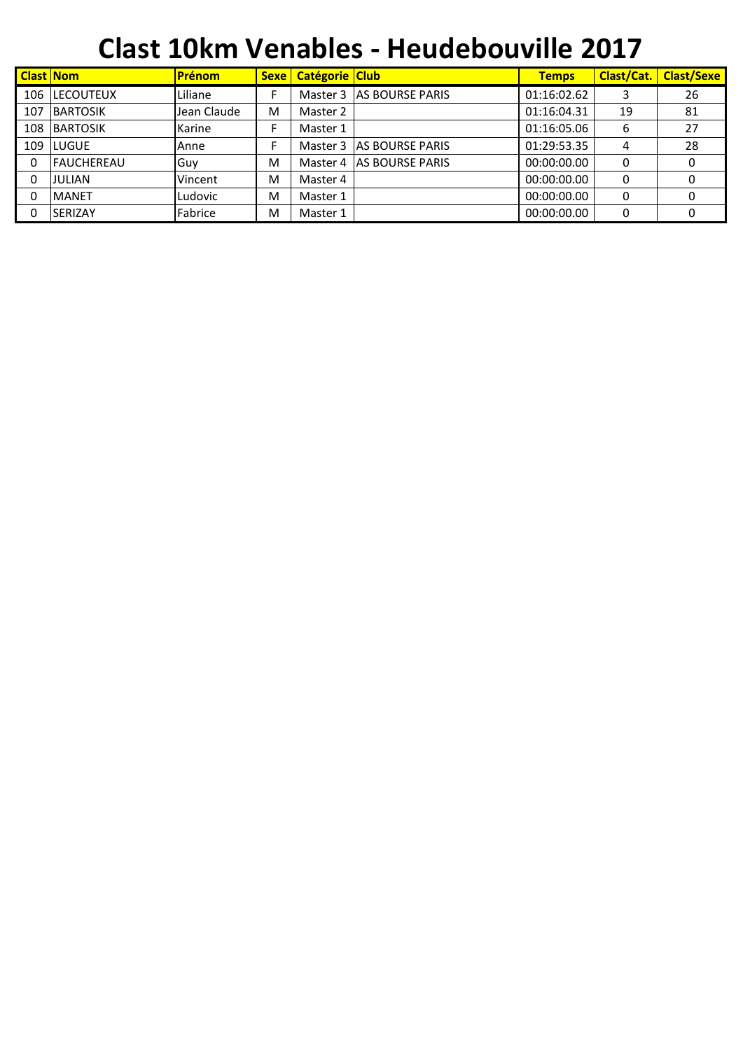# Clast 10km Venables - Heudebouville 2017

| Clast | Nom | Prénom | Sexe | Catégorie | Club | Temps | Clast/Cat. | Clast/Sexe |
|---|---|---|---|---|---|---|---|---|
| 106 | LECOUTEUX | Liliane | F | Master 3 | AS BOURSE PARIS | 01:16:02.62 | 3 | 26 |
| 107 | BARTOSIK | Jean Claude | M | Master 2 | | 01:16:04.31 | 19 | 81 |
| 108 | BARTOSIK | Karine | F | Master 1 | | 01:16:05.06 | 6 | 27 |
| 109 | LUGUE | Anne | F | Master 3 | AS BOURSE PARIS | 01:29:53.35 | 4 | 28 |
| 0 | FAUCHEREAU | Guy | M | Master 4 | AS BOURSE PARIS | 00:00:00.00 | 0 | 0 |
| 0 | JULIAN | Vincent | M | Master 4 | | 00:00:00.00 | 0 | 0 |
| 0 | MANET | Ludovic | M | Master 1 | | 00:00:00.00 | 0 | 0 |
| 0 | SERIZAY | Fabrice | M | Master 1 | | 00:00:00.00 | 0 | 0 |